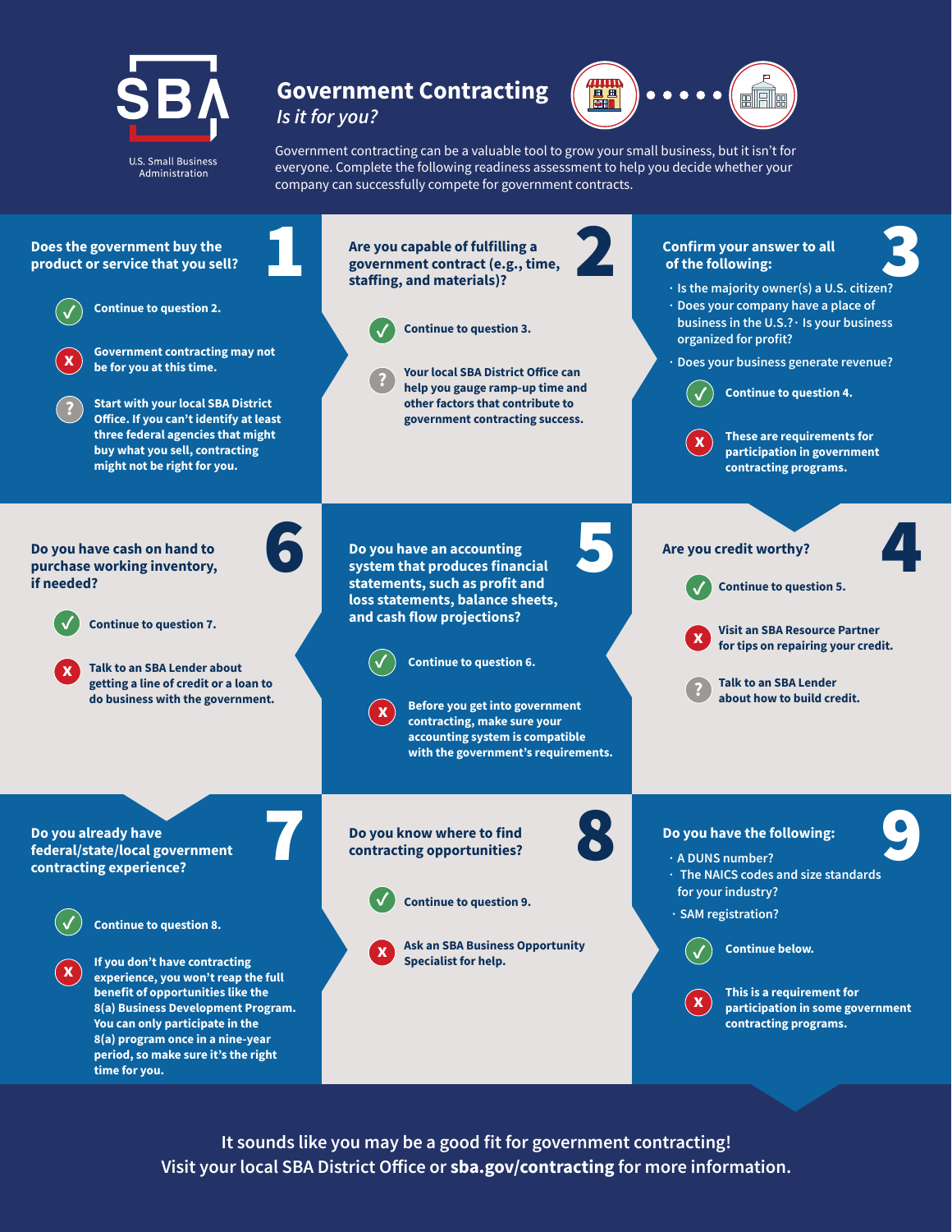# Government Contracting

*Is it for you?*

U.S. Small Business Administration

Government contracting can be a valuable tool to grow your small business, but it isn't for everyone. Complete the following readiness assessment to help you decide whether your company can successfully compete for government contracts.

## 1. Does the government buy the product or service that you sell?

- ✓ Continue to question 2.
- ✗ Government contracting may not be for you at this time.
- ? Start with your local SBA District Office. If you can't identify at least three federal agencies that might buy what you sell, contracting might not be right for you.

## 2. Are you capable of fulfilling a government contract (e.g., time, staffing, and materials)?

- ✓ Continue to question 3.
- ? Your local SBA District Office can help you gauge ramp-up time and other factors that contribute to government contracting success.

## 3. Confirm your answer to all of the following:

- Is the majority owner(s) a U.S. citizen?
- Does your company have a place of business in the U.S.?
- Is your business organized for profit?
- Does your business generate revenue?

- ✓ Continue to question 4.
- ✗ These are requirements for participation in government contracting programs.

## 4. Are you credit worthy?

- ✓ Continue to question 5.
- ✗ Visit an SBA Resource Partner for tips on repairing your credit.
- ? Talk to an SBA Lender about how to build credit.

## 5. Do you have an accounting system that produces financial statements, such as profit and loss statements, balance sheets, and cash flow projections?

- ✓ Continue to question 6.
- ✗ Before you get into government contracting, make sure your accounting system is compatible with the government's requirements.

## 6. Do you have cash on hand to purchase working inventory, if needed?

- ✓ Continue to question 7.
- ✗ Talk to an SBA Lender about getting a line of credit or a loan to do business with the government.

## 7. Do you already have federal/state/local government contracting experience?

- ✓ Continue to question 8.
- ✗ If you don't have contracting experience, you won't reap the full benefit of opportunities like the 8(a) Business Development Program. You can only participate in the 8(a) program once in a nine-year period, so make sure it's the right time for you.

## 8. Do you know where to find contracting opportunities?

- ✓ Continue to question 9.
- ✗ Ask an SBA Business Opportunity Specialist for help.

## 9. Do you have the following:

- A DUNS number?
- The NAICS codes and size standards for your industry?
- SAM registration?

- ✓ Continue below.
- ✗ This is a requirement for participation in some government contracting programs.

It sounds like you may be a good fit for government contracting!
Visit your local SBA District Office or **sba.gov/contracting** for more information.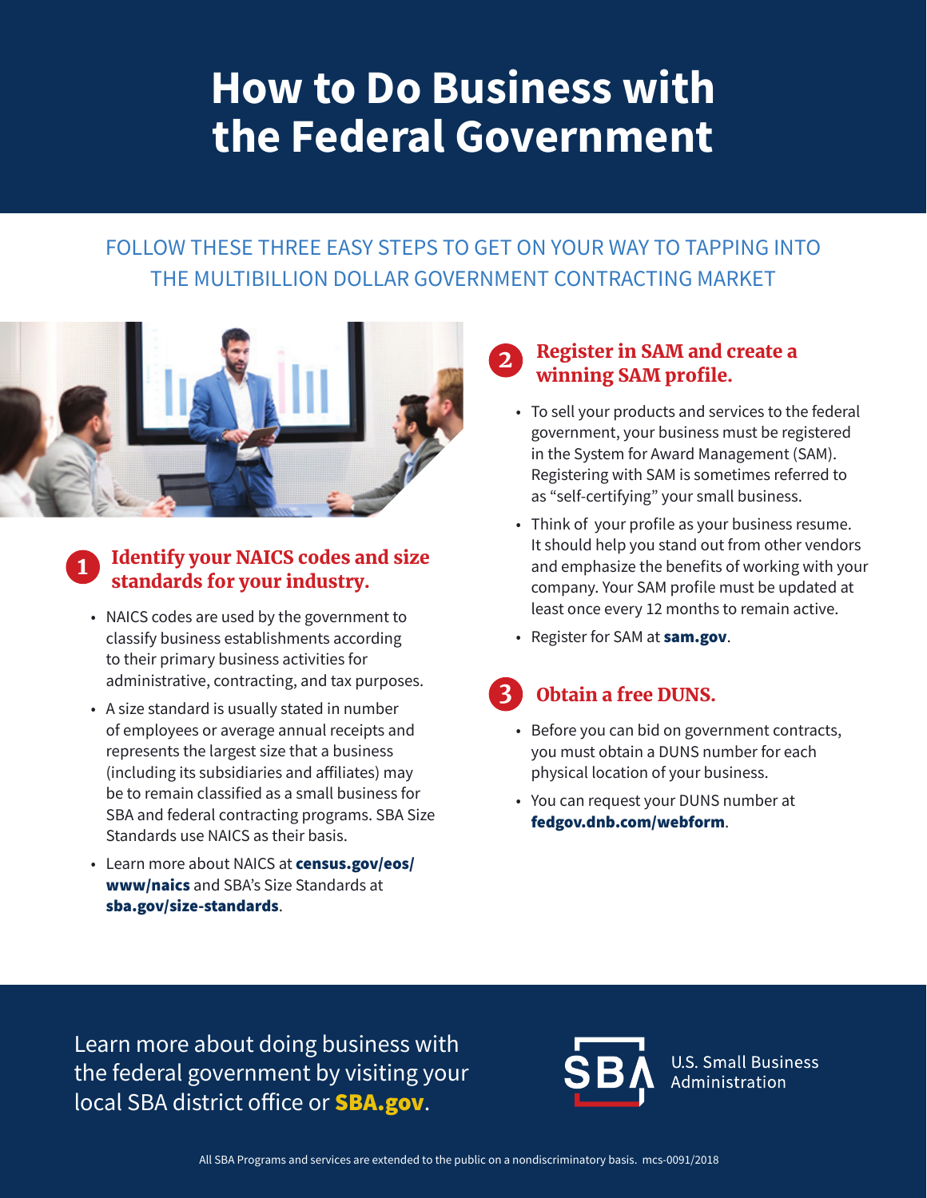# How to Do Business with the Federal Government

FOLLOW THESE THREE EASY STEPS TO GET ON YOUR WAY TO TAPPING INTO THE MULTIBILLION DOLLAR GOVERNMENT CONTRACTING MARKET

## 1 Identify your NAICS codes and size standards for your industry.

- NAICS codes are used by the government to classify business establishments according to their primary business activities for administrative, contracting, and tax purposes.
- A size standard is usually stated in number of employees or average annual receipts and represents the largest size that a business (including its subsidiaries and affiliates) may be to remain classified as a small business for SBA and federal contracting programs. SBA Size Standards use NAICS as their basis.
- Learn more about NAICS at **census.gov/eos/www/naics** and SBA's Size Standards at **sba.gov/size-standards**.

## 2 Register in SAM and create a winning SAM profile.

- To sell your products and services to the federal government, your business must be registered in the System for Award Management (SAM). Registering with SAM is sometimes referred to as "self-certifying" your small business.
- Think of your profile as your business resume. It should help you stand out from other vendors and emphasize the benefits of working with your company. Your SAM profile must be updated at least once every 12 months to remain active.
- Register for SAM at **sam.gov**.

## 3 Obtain a free DUNS.

- Before you can bid on government contracts, you must obtain a DUNS number for each physical location of your business.
- You can request your DUNS number at **fedgov.dnb.com/webform**.

Learn more about doing business with the federal government by visiting your local SBA district office or **SBA.gov**.

SBA U.S. Small Business Administration

All SBA Programs and services are extended to the public on a nondiscriminatory basis. mcs-0091/2018